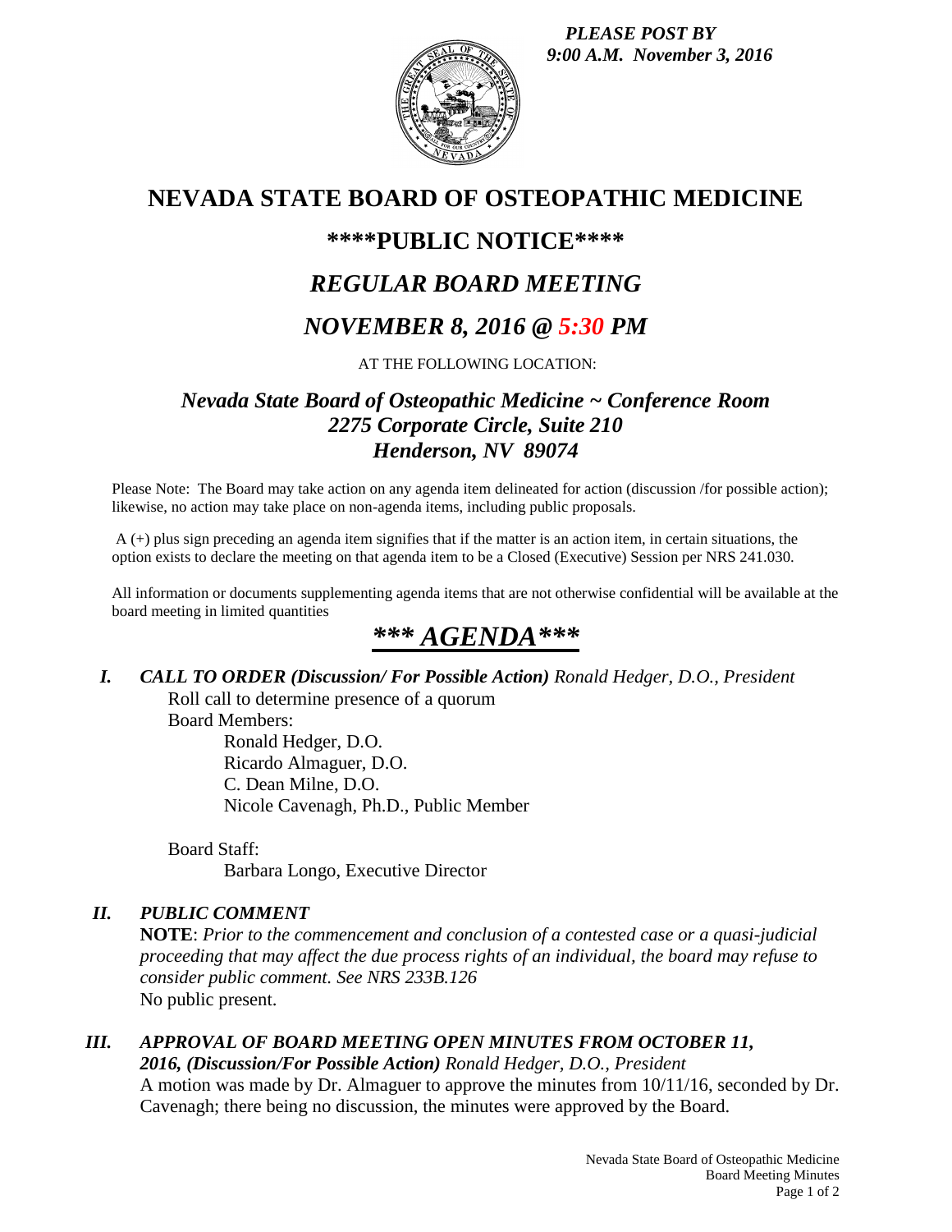*PLEASE POST BY 9:00 A.M. November 3, 2016*

# NEVADA STATE BOARD OF OSTEOPATHIC MEDICINE

## \*\*\*\*PUBLIC NOTICE\*\*\*\*

## *REGULAR BOARD MEETING*

## *NOVEMBER 8, 2016 @ 5:30 PM*

AT THE FOLLOWING LOCATION:

### *Nevada State Board of Osteopathic Medicine ~ Conference Room*
### *2275 Corporate Circle, Suite 210*
### *Henderson, NV 89074*

Please Note: The Board may take action on any agenda item delineated for action (discussion /for possible action); likewise, no action may take place on non-agenda items, including public proposals.

A (+) plus sign preceding an agenda item signifies that if the matter is an action item, in certain situations, the option exists to declare the meeting on that agenda item to be a Closed (Executive) Session per NRS 241.030.

All information or documents supplementing agenda items that are not otherwise confidential will be available at the board meeting in limited quantities

## *\*\*\* AGENDA\*\*\**

***I. CALL TO ORDER (Discussion/ For Possible Action)*** *Ronald Hedger, D.O., President*

Roll call to determine presence of a quorum

Board Members:

- Ronald Hedger, D.O.
- Ricardo Almaguer, D.O.
- C. Dean Milne, D.O.
- Nicole Cavenagh, Ph.D., Public Member

Board Staff:

- Barbara Longo, Executive Director

***II. PUBLIC COMMENT***

**NOTE**: *Prior to the commencement and conclusion of a contested case or a quasi-judicial proceeding that may affect the due process rights of an individual, the board may refuse to consider public comment. See NRS 233B.126*

No public present.

***III. APPROVAL OF BOARD MEETING OPEN MINUTES FROM OCTOBER 11, 2016, (Discussion/For Possible Action)*** *Ronald Hedger, D.O., President*

A motion was made by Dr. Almaguer to approve the minutes from 10/11/16, seconded by Dr. Cavenagh; there being no discussion, the minutes were approved by the Board.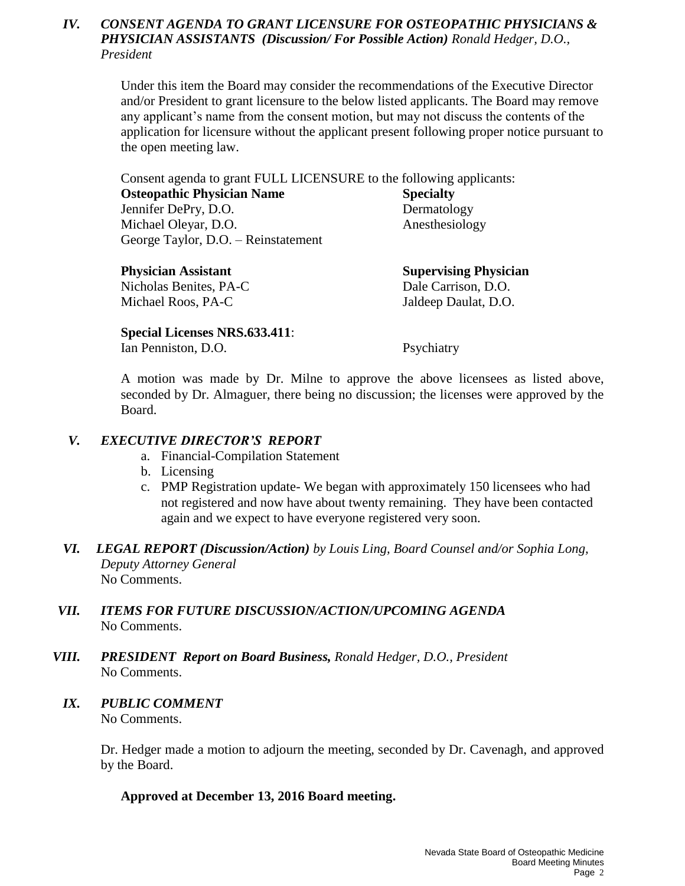### *IV. CONSENT AGENDA TO GRANT LICENSURE FOR OSTEOPATHIC PHYSICIANS & PHYSICIAN ASSISTANTS (Discussion/ For Possible Action) Ronald Hedger, D.O., President*

Under this item the Board may consider the recommendations of the Executive Director and/or President to grant licensure to the below listed applicants. The Board may remove any applicant's name from the consent motion, but may not discuss the contents of the application for licensure without the applicant present following proper notice pursuant to the open meeting law.

Consent agenda to grant FULL LICENSURE to the following applicants:

| **Osteopathic Physician Name** | **Specialty** |
|---|---|
| Jennifer DePry, D.O. | Dermatology |
| Michael Oleyar, D.O. | Anesthesiology |
| George Taylor, D.O. – Reinstatement | |

| **Physician Assistant** | **Supervising Physician** |
|---|---|
| Nicholas Benites, PA-C | Dale Carrison, D.O. |
| Michael Roos, PA-C | Jaldeep Daulat, D.O. |

**Special Licenses NRS.633.411**:

| | |
|---|---|
| Ian Penniston, D.O. | Psychiatry |

A motion was made by Dr. Milne to approve the above licensees as listed above, seconded by Dr. Almaguer, there being no discussion; the licenses were approved by the Board.

### *V. EXECUTIVE DIRECTOR'S REPORT*

a. Financial-Compilation Statement
b. Licensing
c. PMP Registration update- We began with approximately 150 licensees who had not registered and now have about twenty remaining. They have been contacted again and we expect to have everyone registered very soon.

### *VI. LEGAL REPORT (Discussion/Action) by Louis Ling, Board Counsel and/or Sophia Long, Deputy Attorney General*

No Comments.

### *VII. ITEMS FOR FUTURE DISCUSSION/ACTION/UPCOMING AGENDA*

No Comments.

### *VIII. PRESIDENT Report on Board Business, Ronald Hedger, D.O., President*

No Comments.

### *IX. PUBLIC COMMENT*

No Comments.

Dr. Hedger made a motion to adjourn the meeting, seconded by Dr. Cavenagh, and approved by the Board.

**Approved at December 13, 2016 Board meeting.**